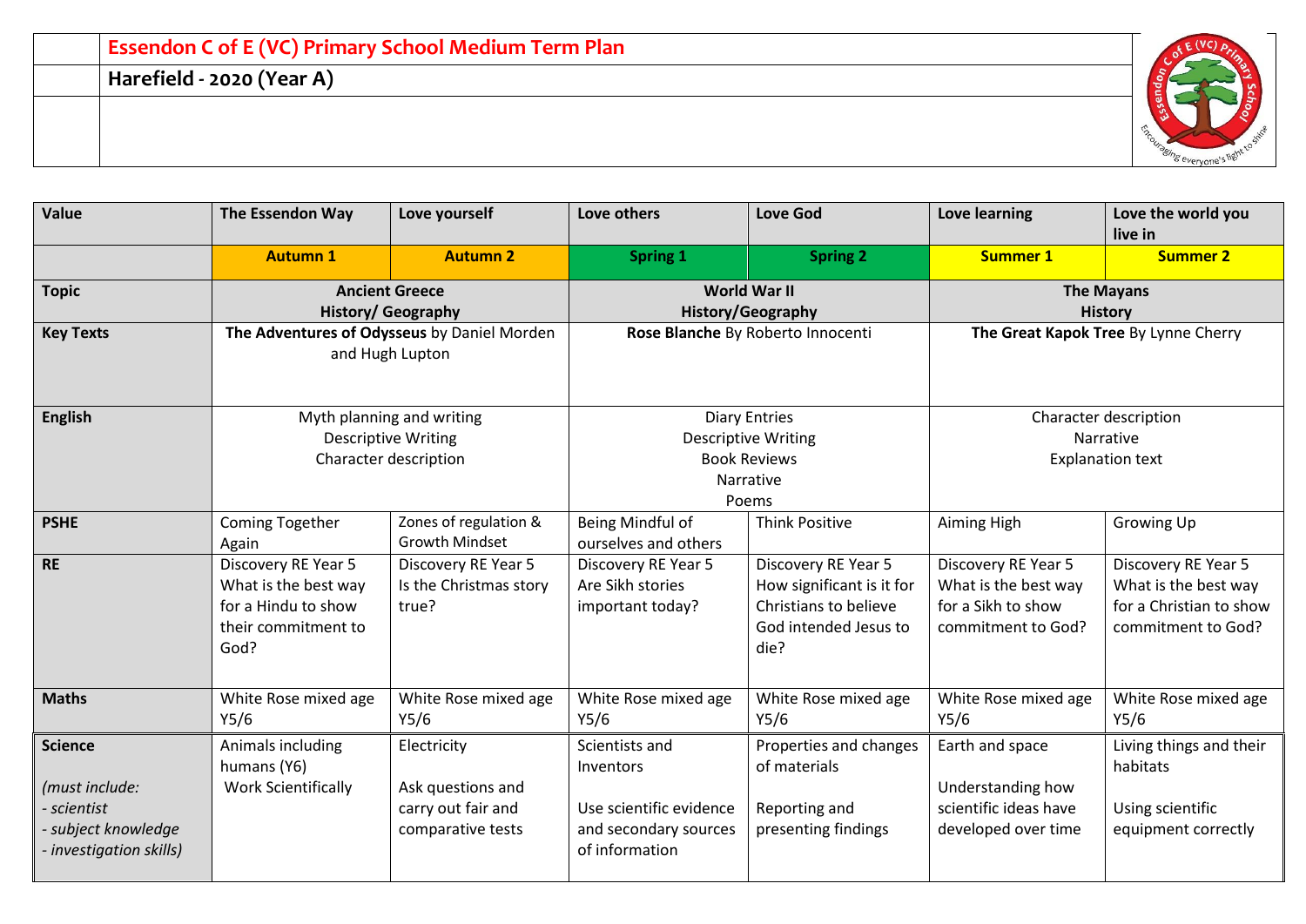# Essendon C of E (VC) Primary School Medium Term Plan

## Harefield - 2020 (Year A)

| Value | The Essendon Way | Love yourself | Love others | Love God | Love learning | Love the world you live in |
|---|---|---|---|---|---|---|
| | **Autumn 1** | **Autumn 2** | **Spring 1** | **Spring 2** | **Summer 1** | **Summer 2** |
| **Topic** | **Ancient Greece**<br>**History/ Geography** | | **World War II**<br>**History/Geography** | | **The Mayans**<br>**History** | |
| **Key Texts** | **The Adventures of Odysseus** by Daniel Morden and Hugh Lupton | | **Rose Blanche** By Roberto Innocenti | | **The Great Kapok Tree** By Lynne Cherry | |
| **English** | Myth planning and writing<br>Descriptive Writing<br>Character description | | Diary Entries<br>Descriptive Writing<br>Book Reviews<br>Narrative<br>Poems | | Character description<br>Narrative<br>Explanation text | |
| **PSHE** | Coming Together Again | Zones of regulation & Growth Mindset | Being Mindful of ourselves and others | Think Positive | Aiming High | Growing Up |
| **RE** | Discovery RE Year 5<br>What is the best way for a Hindu to show their commitment to God? | Discovery RE Year 5<br>Is the Christmas story true? | Discovery RE Year 5<br>Are Sikh stories important today? | Discovery RE Year 5<br>How significant is it for Christians to believe God intended Jesus to die? | Discovery RE Year 5<br>What is the best way for a Sikh to show commitment to God? | Discovery RE Year 5<br>What is the best way for a Christian to show commitment to God? |
| **Maths** | White Rose mixed age Y5/6 | White Rose mixed age Y5/6 | White Rose mixed age Y5/6 | White Rose mixed age Y5/6 | White Rose mixed age Y5/6 | White Rose mixed age Y5/6 |
| **Science**<br><br>*(must include:*<br>*- scientist*<br>*- subject knowledge*<br>*- investigation skills)* | Animals including humans (Y6)<br>Work Scientifically | Electricity<br><br>Ask questions and carry out fair and comparative tests | Scientists and Inventors<br><br>Use scientific evidence and secondary sources of information | Properties and changes of materials<br><br>Reporting and presenting findings | Earth and space<br><br>Understanding how scientific ideas have developed over time | Living things and their habitats<br><br>Using scientific equipment correctly |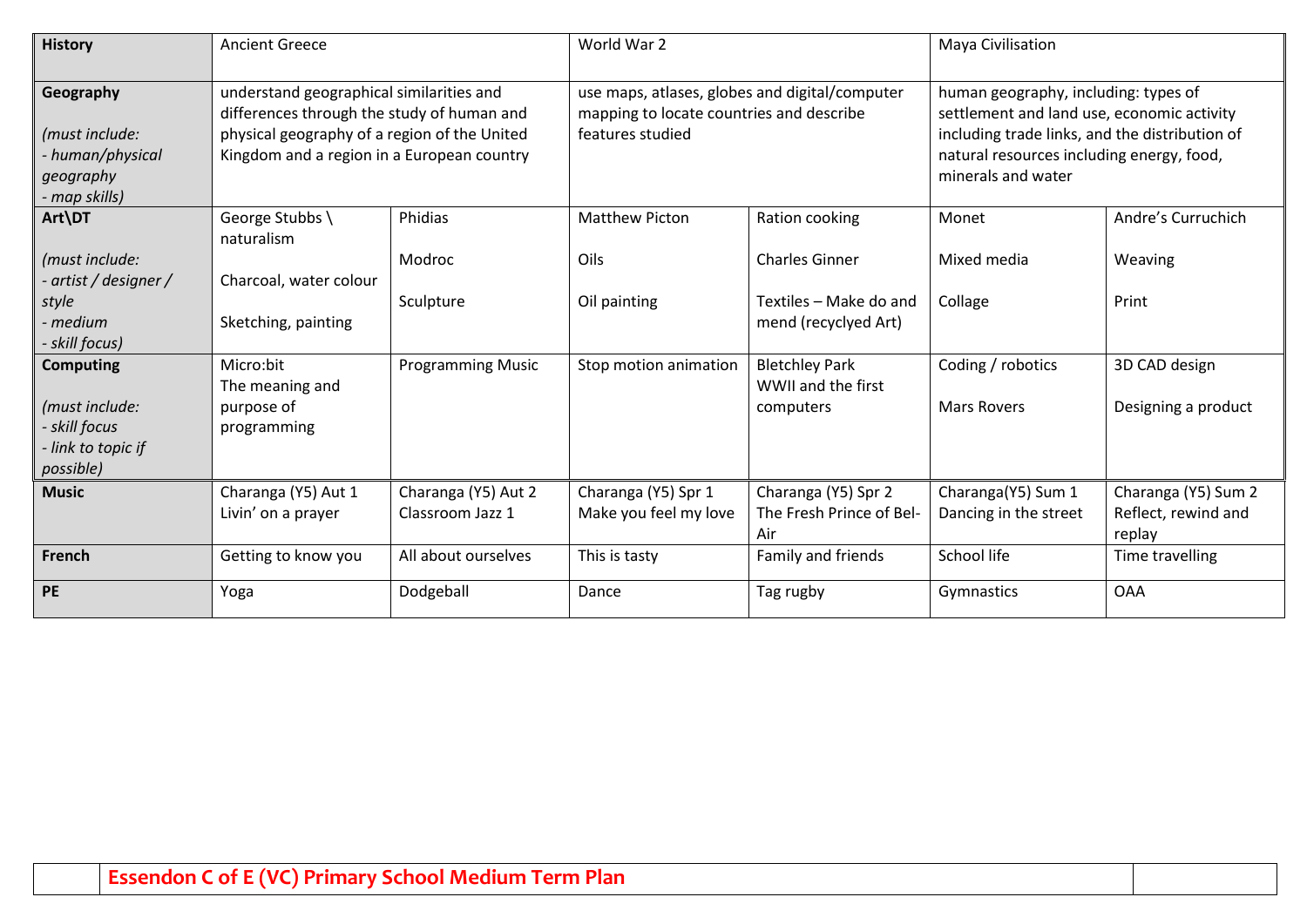| | | | | | | |
|---|---|---|---|---|---|---|
| **History** | Ancient Greece | | World War 2 | | Maya Civilisation | |
| **Geography**<br><br>*(must include:*<br>*- human/physical geography*<br>*- map skills)* | understand geographical similarities and differences through the study of human and physical geography of a region of the United Kingdom and a region in a European country | | use maps, atlases, globes and digital/computer mapping to locate countries and describe features studied | | human geography, including: types of settlement and land use, economic activity including trade links, and the distribution of natural resources including energy, food, minerals and water | |
| **Art\DT**<br><br>*(must include:*<br>*- artist / designer / style*<br>*- medium*<br>*- skill focus)* | George Stubbs \ naturalism<br><br>Charcoal, water colour<br><br>Sketching, painting | Phidias<br><br>Modroc<br><br>Sculpture | Matthew Picton<br><br>Oils<br><br>Oil painting | Ration cooking<br><br>Charles Ginner<br><br>Textiles – Make do and mend (recycled Art) | Monet<br><br>Mixed media<br><br>Collage | Andre's Curruchich<br><br>Weaving<br><br>Print |
| **Computing**<br><br>*(must include:*<br>*- skill focus*<br>*- link to topic if possible)* | Micro:bit<br>The meaning and purpose of programming | Programming Music | Stop motion animation | Bletchley Park<br>WWII and the first computers | Coding / robotics<br><br>Mars Rovers | 3D CAD design<br><br>Designing a product |
| **Music** | Charanga (Y5) Aut 1<br>Livin' on a prayer | Charanga (Y5) Aut 2<br>Classroom Jazz 1 | Charanga (Y5) Spr 1<br>Make you feel my love | Charanga (Y5) Spr 2<br>The Fresh Prince of Bel-Air | Charanga(Y5) Sum 1<br>Dancing in the street | Charanga (Y5) Sum 2<br>Reflect, rewind and replay |
| **French** | Getting to know you | All about ourselves | This is tasty | Family and friends | School life | Time travelling |
| **PE** | Yoga | Dodgeball | Dance | Tag rugby | Gymnastics | OAA |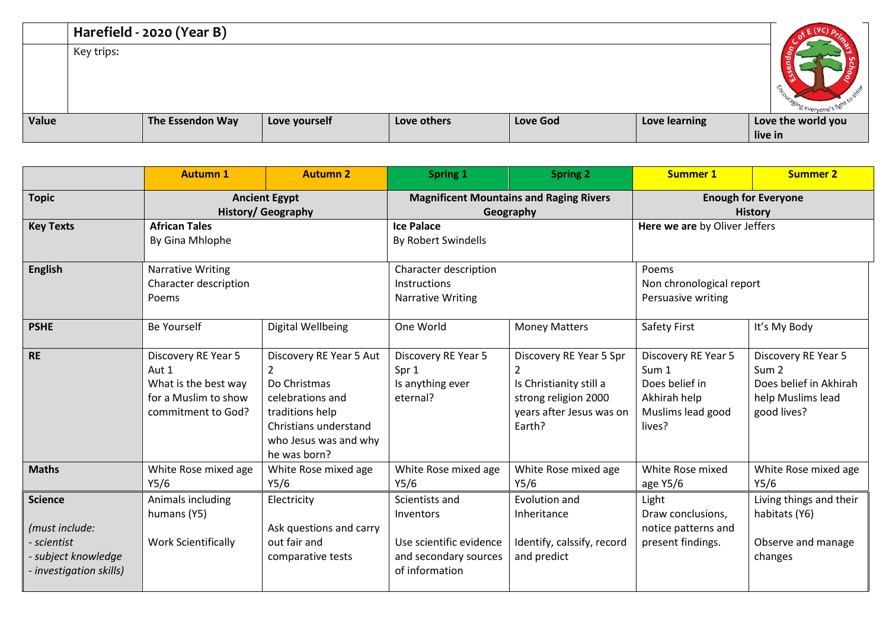| | Harefield - 2020 (Year B) | | | | | |
|---|---|---|---|---|---|---|
| | Key trips: | | | | | |
| **Value** | **The Essendon Way** | **Love yourself** | **Love others** | **Love God** | **Love learning** | **Love the world you live in** |

| | **Autumn 1** | **Autumn 2** | **Spring 1** | **Spring 2** | **Summer 1** | **Summer 2** |
|---|---|---|---|---|---|---|
| **Topic** | **Ancient Egypt History/ Geography** | | **Magnificent Mountains and Raging Rivers Geography** | | **Enough for Everyone History** | |
| **Key Texts** | **African Tales** By Gina Mhlophe | | **Ice Palace** By Robert Swindells | | **Here we are** by Oliver Jeffers | |
| **English** | Narrative Writing<br>Character description<br>Poems | | Character description<br>Instructions<br>Narrative Writing | | Poems<br>Non chronological report<br>Persuasive writing | |
| **PSHE** | Be Yourself | Digital Wellbeing | One World | Money Matters | Safety First | It's My Body |
| **RE** | Discovery RE Year 5 Aut 1<br>What is the best way for a Muslim to show commitment to God? | Discovery RE Year 5 Aut 2<br>Do Christmas celebrations and traditions help Christians understand who Jesus was and why he was born? | Discovery RE Year 5 Spr 1<br>Is anything ever eternal? | Discovery RE Year 5 Spr 2<br>Is Christianity still a strong religion 2000 years after Jesus was on Earth? | Discovery RE Year 5 Sum 1<br>Does belief in Akhirah help Muslims lead good lives? | Discovery RE Year 5 Sum 2<br>Does belief in Akhirah help Muslims lead good lives? |
| **Maths** | White Rose mixed age Y5/6 | White Rose mixed age Y5/6 | White Rose mixed age Y5/6 | White Rose mixed age Y5/6 | White Rose mixed age Y5/6 | White Rose mixed age Y5/6 |
| **Science**<br>*(must include:*<br>*- scientist*<br>*- subject knowledge*<br>*- investigation skills)* | Animals including humans (Y5)<br><br>Work Scientifically | Electricity<br><br>Ask questions and carry out fair and comparative tests | Scientists and Inventors<br><br>Use scientific evidence and secondary sources of information | Evolution and Inheritance<br><br>Identify, calssify, record and predict | Light<br>Draw conclusions, notice patterns and present findings. | Living things and their habitats (Y6)<br><br>Observe and manage changes |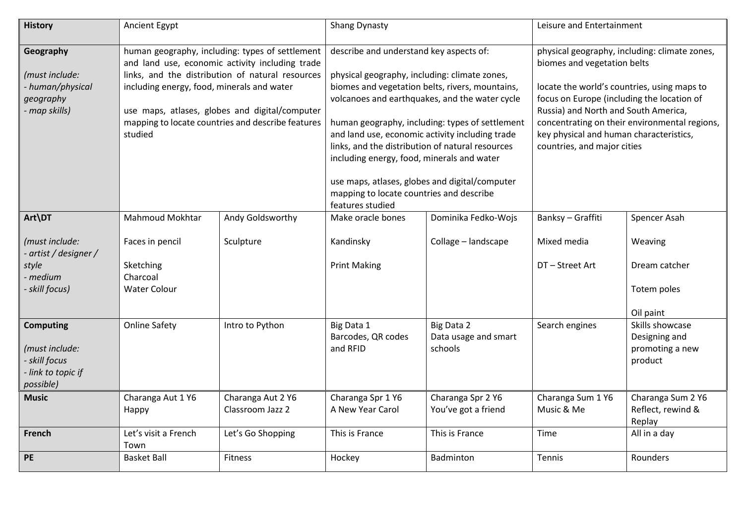| | | | | | | |
|---|---|---|---|---|---|---|
| **History** | Ancient Egypt | | Shang Dynasty | | Leisure and Entertainment | |
| **Geography**<br><br>*(must include:*<br>*- human/physical geography*<br>*- map skills)* | human geography, including: types of settlement and land use, economic activity including trade links, and the distribution of natural resources including energy, food, minerals and water<br><br>use maps, atlases, globes and digital/computer mapping to locate countries and describe features studied | | describe and understand key aspects of:<br><br>physical geography, including: climate zones, biomes and vegetation belts, rivers, mountains, volcanoes and earthquakes, and the water cycle<br><br>human geography, including: types of settlement and land use, economic activity including trade links, and the distribution of natural resources including energy, food, minerals and water<br><br>use maps, atlases, globes and digital/computer mapping to locate countries and describe features studied | | physical geography, including: climate zones, biomes and vegetation belts<br><br>locate the world's countries, using maps to focus on Europe (including the location of Russia) and North and South America, concentrating on their environmental regions, key physical and human characteristics, countries, and major cities | |
| **Art\DT**<br><br>*(must include:*<br>*- artist / designer / style*<br>*- medium*<br>*- skill focus)* | Mahmoud Mokhtar<br><br>Faces in pencil<br><br>Sketching<br>Charcoal<br>Water Colour | Andy Goldsworthy<br><br>Sculpture | Make oracle bones<br><br>Kandinsky<br><br>Print Making | Dominika Fedko-Wojs<br><br>Collage – landscape | Banksy – Graffiti<br><br>Mixed media<br><br>DT – Street Art | Spencer Asah<br><br>Weaving<br><br>Dream catcher<br><br>Totem poles<br><br>Oil paint |
| **Computing**<br><br>*(must include:*<br>*- skill focus*<br>*- link to topic if possible)* | Online Safety | Intro to Python | Big Data 1<br>Barcodes, QR codes and RFID | Big Data 2<br>Data usage and smart schools | Search engines | Skills showcase<br>Designing and promoting a new product |
| **Music** | Charanga Aut 1 Y6<br>Happy | Charanga Aut 2 Y6<br>Classroom Jazz 2 | Charanga Spr 1 Y6<br>A New Year Carol | Charanga Spr 2 Y6<br>You've got a friend | Charanga Sum 1 Y6<br>Music & Me | Charanga Sum 2 Y6<br>Reflect, rewind & Replay |
| **French** | Let's visit a French Town | Let's Go Shopping | This is France | This is France | Time | All in a day |
| **PE** | Basket Ball | Fitness | Hockey | Badminton | Tennis | Rounders |